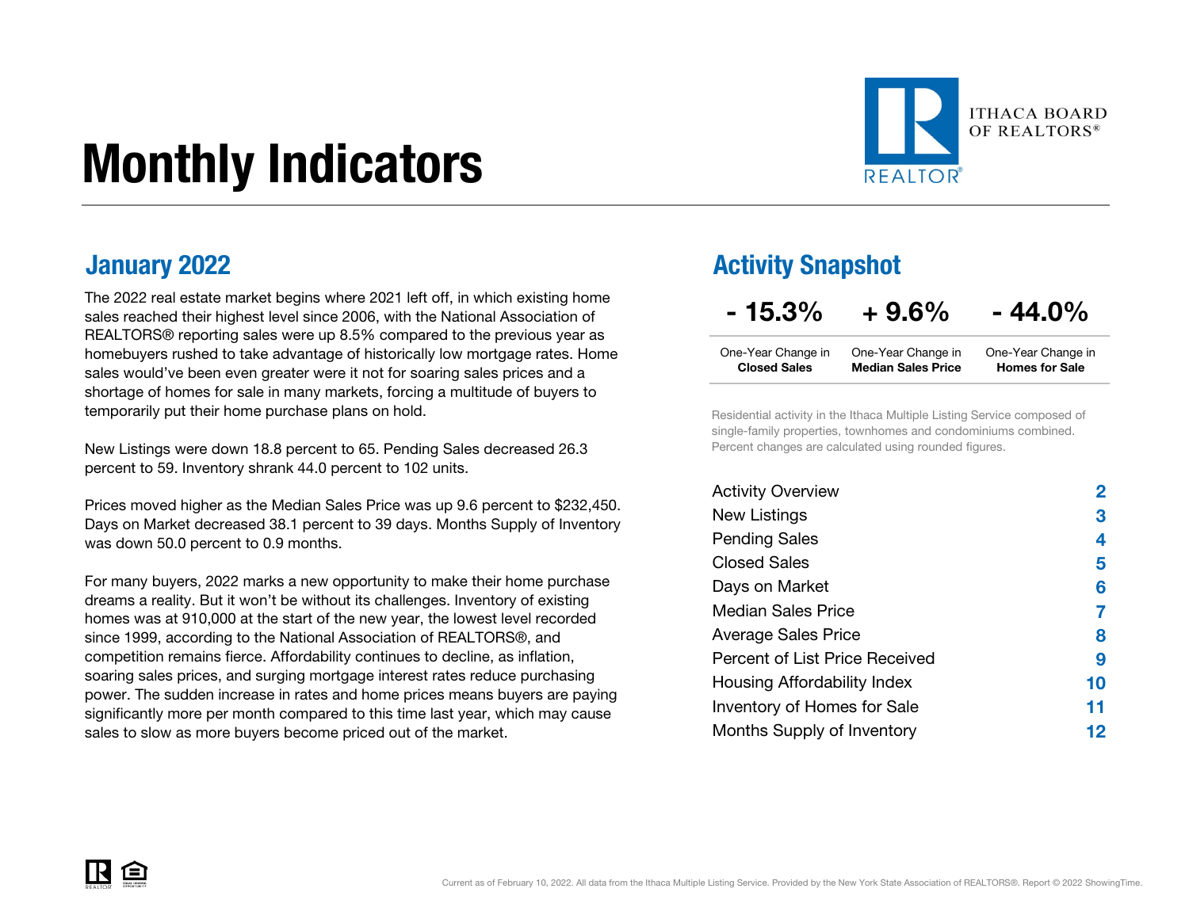# Monthly Indicators

ITHACA BOARD OF REALTORS®

## January 2022

The 2022 real estate market begins where 2021 left off, in which existing home sales reached their highest level since 2006, with the National Association of REALTORS® reporting sales were up 8.5% compared to the previous year as homebuyers rushed to take advantage of historically low mortgage rates. Home sales would've been even greater were it not for soaring sales prices and a shortage of homes for sale in many markets, forcing a multitude of buyers to temporarily put their home purchase plans on hold.

New Listings were down 18.8 percent to 65. Pending Sales decreased 26.3 percent to 59. Inventory shrank 44.0 percent to 102 units.

Prices moved higher as the Median Sales Price was up 9.6 percent to $232,450. Days on Market decreased 38.1 percent to 39 days. Months Supply of Inventory was down 50.0 percent to 0.9 months.

For many buyers, 2022 marks a new opportunity to make their home purchase dreams a reality. But it won't be without its challenges. Inventory of existing homes was at 910,000 at the start of the new year, the lowest level recorded since 1999, according to the National Association of REALTORS®, and competition remains fierce. Affordability continues to decline, as inflation, soaring sales prices, and surging mortgage interest rates reduce purchasing power. The sudden increase in rates and home prices means buyers are paying significantly more per month compared to this time last year, which may cause sales to slow as more buyers become priced out of the market.

## Activity Snapshot

| - 15.3% | + 9.6% | - 44.0% |
|---|---|---|
| One-Year Change in **Closed Sales** | One-Year Change in **Median Sales Price** | One-Year Change in **Homes for Sale** |

Residential activity in the Ithaca Multiple Listing Service composed of single-family properties, townhomes and condominiums combined. Percent changes are calculated using rounded figures.

| | |
|---|---|
| Activity Overview | 2 |
| New Listings | 3 |
| Pending Sales | 4 |
| Closed Sales | 5 |
| Days on Market | 6 |
| Median Sales Price | 7 |
| Average Sales Price | 8 |
| Percent of List Price Received | 9 |
| Housing Affordability Index | 10 |
| Inventory of Homes for Sale | 11 |
| Months Supply of Inventory | 12 |

Current as of February 10, 2022. All data from the Ithaca Multiple Listing Service. Provided by the New York State Association of REALTORS®. Report © 2022 ShowingTime.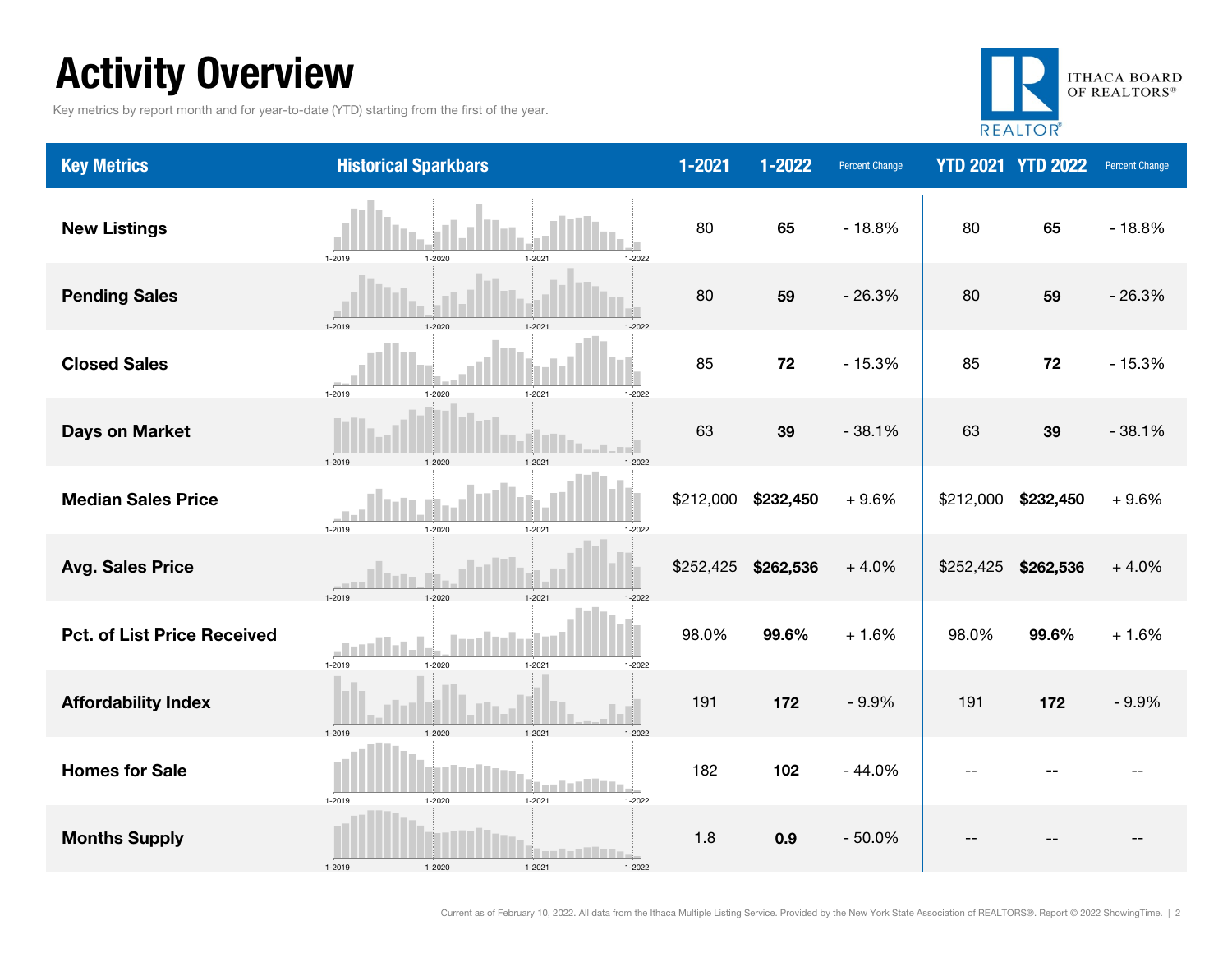# Activity Overview

Key metrics by report month and for year-to-date (YTD) starting from the first of the year.

ITHACA BOARD OF REALTORS®

| Key Metrics | Historical Sparkbars | 1-2021 | 1-2022 | Percent Change | YTD 2021 | YTD 2022 | Percent Change |
|---|---|---|---|---|---|---|---|
| New Listings | 1-2019 1-2020 1-2021 1-2022 | 80 | **65** | - 18.8% | 80 | **65** | - 18.8% |
| Pending Sales | 1-2019 1-2020 1-2021 1-2022 | 80 | **59** | - 26.3% | 80 | **59** | - 26.3% |
| Closed Sales | 1-2019 1-2020 1-2021 1-2022 | 85 | **72** | - 15.3% | 85 | **72** | - 15.3% |
| Days on Market | 1-2019 1-2020 1-2021 1-2022 | 63 | **39** | - 38.1% | 63 | **39** | - 38.1% |
| Median Sales Price | 1-2019 1-2020 1-2021 1-2022 | $212,000 | **$232,450** | + 9.6% | $212,000 | **$232,450** | + 9.6% |
| Avg. Sales Price | 1-2019 1-2020 1-2021 1-2022 | $252,425 | **$262,536** | + 4.0% | $252,425 | **$262,536** | + 4.0% |
| Pct. of List Price Received | 1-2019 1-2020 1-2021 1-2022 | 98.0% | **99.6%** | + 1.6% | 98.0% | **99.6%** | + 1.6% |
| Affordability Index | 1-2019 1-2020 1-2021 1-2022 | 191 | **172** | - 9.9% | 191 | **172** | - 9.9% |
| Homes for Sale | 1-2019 1-2020 1-2021 1-2022 | 182 | **102** | - 44.0% | -- | **--** | -- |
| Months Supply | 1-2019 1-2020 1-2021 1-2022 | 1.8 | **0.9** | - 50.0% | -- | **--** | -- |

Current as of February 10, 2022. All data from the Ithaca Multiple Listing Service. Provided by the New York State Association of REALTORS®. Report © 2022 ShowingTime.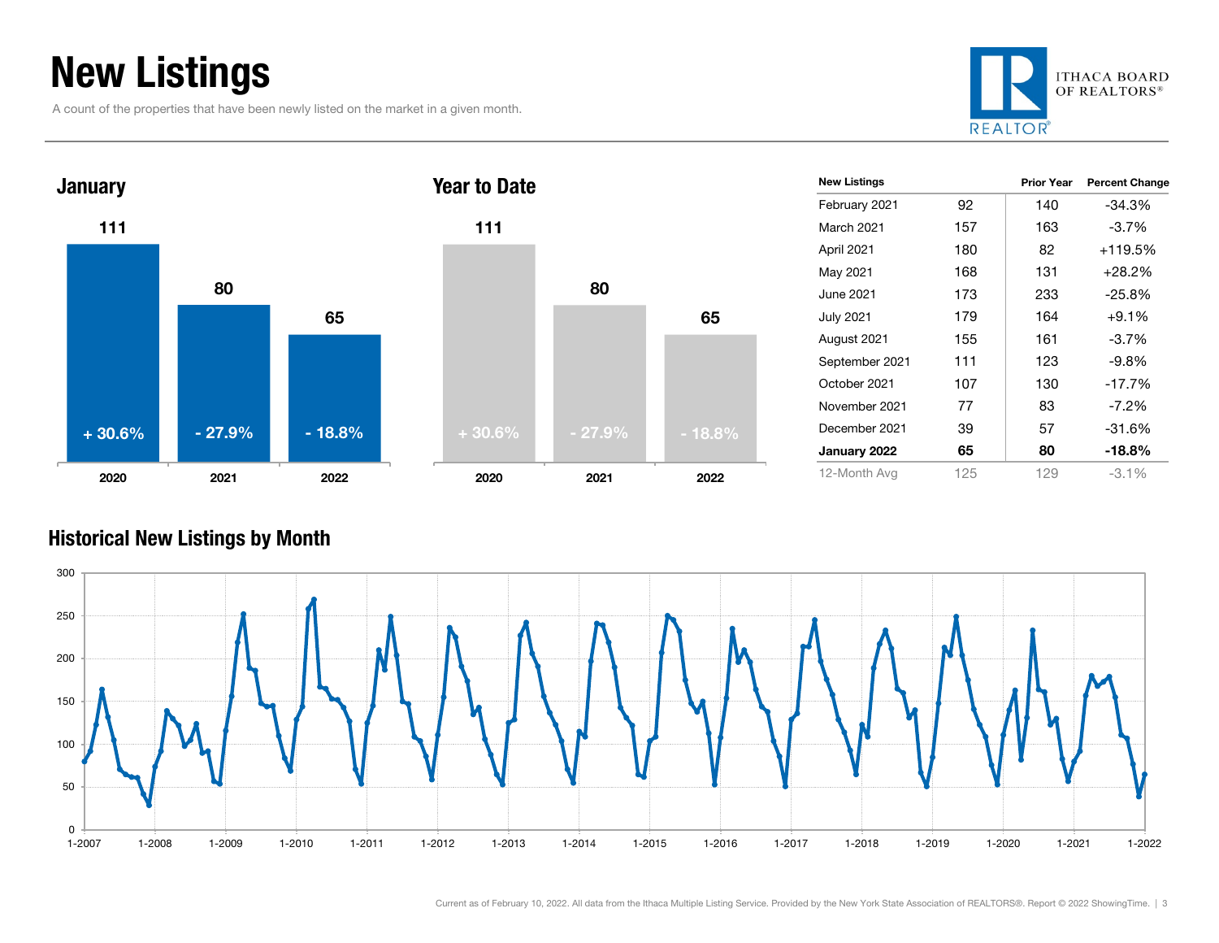# New Listings

A count of the properties that have been newly listed on the market in a given month.

ITHACA BOARD OF REALTORS®

### January

| Year | New Listings | Change |
|---|---|---|
| 2020 | 111 | + 30.6% |
| 2021 | 80 | - 27.9% |
| 2022 | 65 | - 18.8% |

### Year to Date

| Year | New Listings | Change |
|---|---|---|
| 2020 | 111 | + 30.6% |
| 2021 | 80 | - 27.9% |
| 2022 | 65 | - 18.8% |

| New Listings | | Prior Year | Percent Change |
|---|---|---|---|
| February 2021 | 92 | 140 | -34.3% |
| March 2021 | 157 | 163 | -3.7% |
| April 2021 | 180 | 82 | +119.5% |
| May 2021 | 168 | 131 | +28.2% |
| June 2021 | 173 | 233 | -25.8% |
| July 2021 | 179 | 164 | +9.1% |
| August 2021 | 155 | 161 | -3.7% |
| September 2021 | 111 | 123 | -9.8% |
| October 2021 | 107 | 130 | -17.7% |
| November 2021 | 77 | 83 | -7.2% |
| December 2021 | 39 | 57 | -31.6% |
| **January 2022** | **65** | **80** | **-18.8%** |
| 12-Month Avg | 125 | 129 | -3.1% |

### Historical New Listings by Month

Current as of February 10, 2022. All data from the Ithaca Multiple Listing Service. Provided by the New York State Association of REALTORS®. Report © 2022 ShowingTime.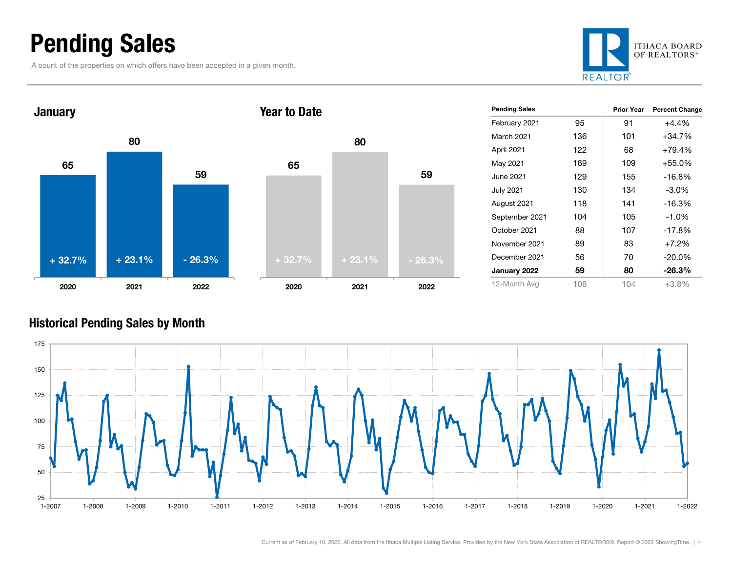# Pending Sales

A count of the properties on which offers have been accepted in a given month.

ITHACA BOARD OF REALTORS®

## January

| Year | Pending Sales | Change |
|---|---|---|
| 2020 | 65 | + 32.7% |
| 2021 | 80 | + 23.1% |
| 2022 | 59 | - 26.3% |

## Year to Date

| Year | Pending Sales | Change |
|---|---|---|
| 2020 | 65 | + 32.7% |
| 2021 | 80 | + 23.1% |
| 2022 | 59 | - 26.3% |

| Pending Sales | | Prior Year | Percent Change |
|---|---|---|---|
| February 2021 | 95 | 91 | +4.4% |
| March 2021 | 136 | 101 | +34.7% |
| April 2021 | 122 | 68 | +79.4% |
| May 2021 | 169 | 109 | +55.0% |
| June 2021 | 129 | 155 | -16.8% |
| July 2021 | 130 | 134 | -3.0% |
| August 2021 | 118 | 141 | -16.3% |
| September 2021 | 104 | 105 | -1.0% |
| October 2021 | 88 | 107 | -17.8% |
| November 2021 | 89 | 83 | +7.2% |
| December 2021 | 56 | 70 | -20.0% |
| **January 2022** | **59** | **80** | **-26.3%** |
| 12-Month Avg | 108 | 104 | +3.8% |

## Historical Pending Sales by Month

Current as of February 10, 2022. All data from the Ithaca Multiple Listing Service. Provided by the New York State Association of REALTORS®. Report © 2022 ShowingTime.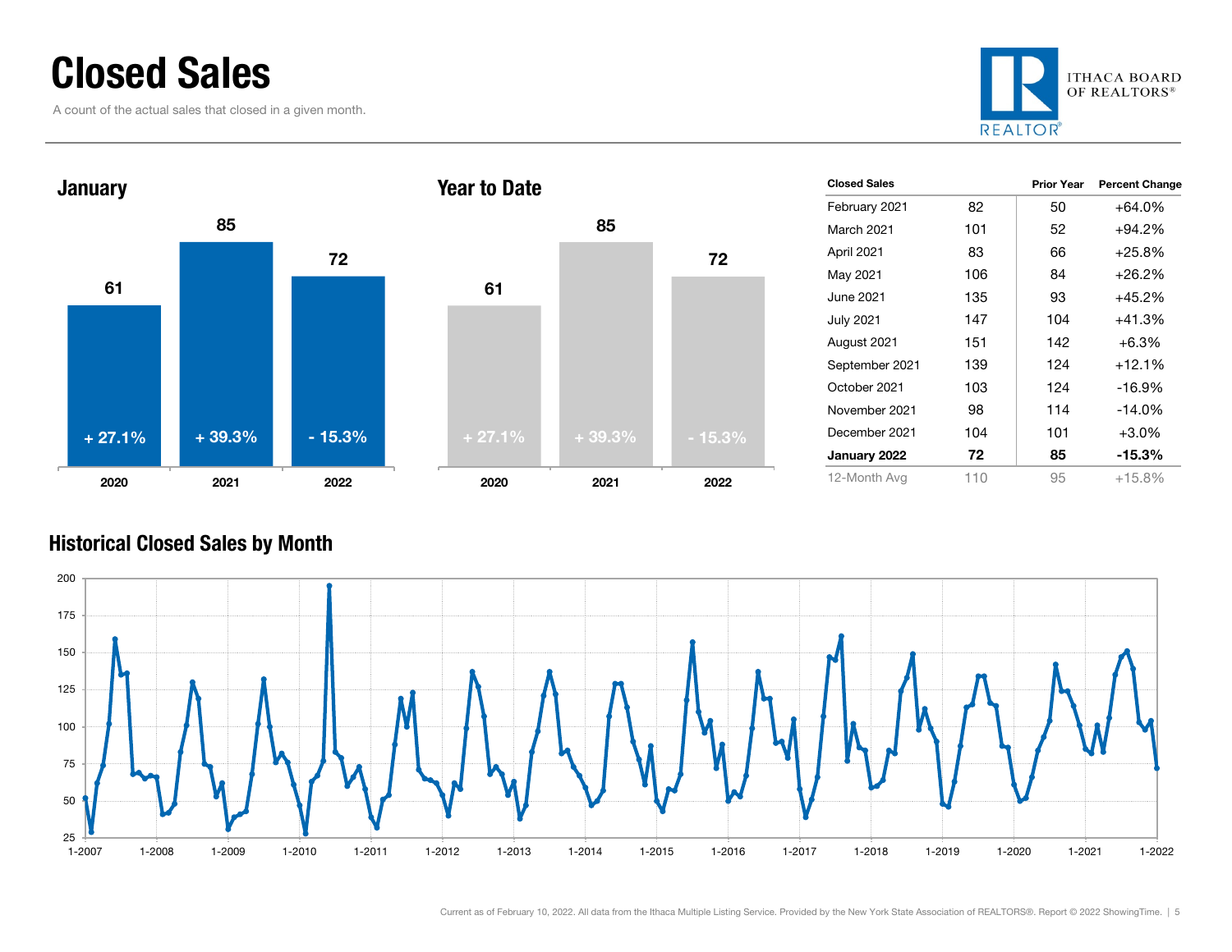# Closed Sales

A count of the actual sales that closed in a given month.

ITHACA BOARD OF REALTORS®

## January

| Year | Closed Sales | Change |
|---|---|---|
| 2020 | 61 | + 27.1% |
| 2021 | 85 | + 39.3% |
| 2022 | 72 | - 15.3% |

## Year to Date

| Year | Closed Sales | Change |
|---|---|---|
| 2020 | 61 | + 27.1% |
| 2021 | 85 | + 39.3% |
| 2022 | 72 | - 15.3% |

| Closed Sales | | Prior Year | Percent Change |
|---|---|---|---|
| February 2021 | 82 | 50 | +64.0% |
| March 2021 | 101 | 52 | +94.2% |
| April 2021 | 83 | 66 | +25.8% |
| May 2021 | 106 | 84 | +26.2% |
| June 2021 | 135 | 93 | +45.2% |
| July 2021 | 147 | 104 | +41.3% |
| August 2021 | 151 | 142 | +6.3% |
| September 2021 | 139 | 124 | +12.1% |
| October 2021 | 103 | 124 | -16.9% |
| November 2021 | 98 | 114 | -14.0% |
| December 2021 | 104 | 101 | +3.0% |
| **January 2022** | **72** | **85** | **-15.3%** |
| 12-Month Avg | 110 | 95 | +15.8% |

## Historical Closed Sales by Month

Current as of February 10, 2022. All data from the Ithaca Multiple Listing Service. Provided by the New York State Association of REALTORS®. Report © 2022 ShowingTime.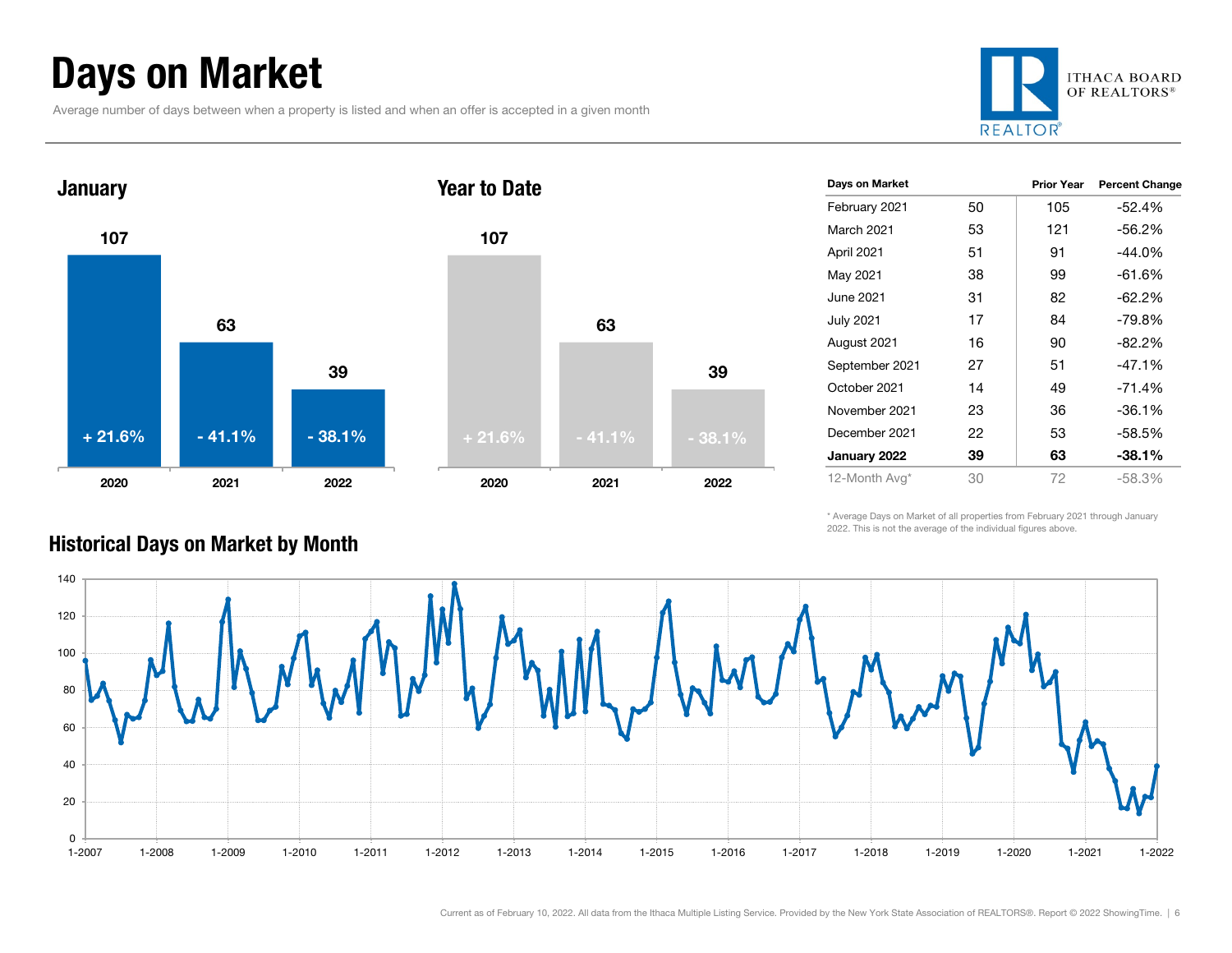# Days on Market

Average number of days between when a property is listed and when an offer is accepted in a given month

ITHACA BOARD OF REALTORS®

## January

| | 2020 | 2021 | 2022 |
|---|---|---|---|
| Days on Market | 107 | 63 | 39 |
| Change | + 21.6% | - 41.1% | - 38.1% |

## Year to Date

| | 2020 | 2021 | 2022 |
|---|---|---|---|
| Days on Market | 107 | 63 | 39 |
| Change | + 21.6% | - 41.1% | - 38.1% |

| Days on Market | | Prior Year | Percent Change |
|---|---|---|---|
| February 2021 | 50 | 105 | -52.4% |
| March 2021 | 53 | 121 | -56.2% |
| April 2021 | 51 | 91 | -44.0% |
| May 2021 | 38 | 99 | -61.6% |
| June 2021 | 31 | 82 | -62.2% |
| July 2021 | 17 | 84 | -79.8% |
| August 2021 | 16 | 90 | -82.2% |
| September 2021 | 27 | 51 | -47.1% |
| October 2021 | 14 | 49 | -71.4% |
| November 2021 | 23 | 36 | -36.1% |
| December 2021 | 22 | 53 | -58.5% |
| **January 2022** | **39** | **63** | **-38.1%** |
| 12-Month Avg* | 30 | 72 | -58.3% |

* Average Days on Market of all properties from February 2021 through January 2022. This is not the average of the individual figures above.

## Historical Days on Market by Month

Current as of February 10, 2022. All data from the Ithaca Multiple Listing Service. Provided by the New York State Association of REALTORS®. Report © 2022 ShowingTime.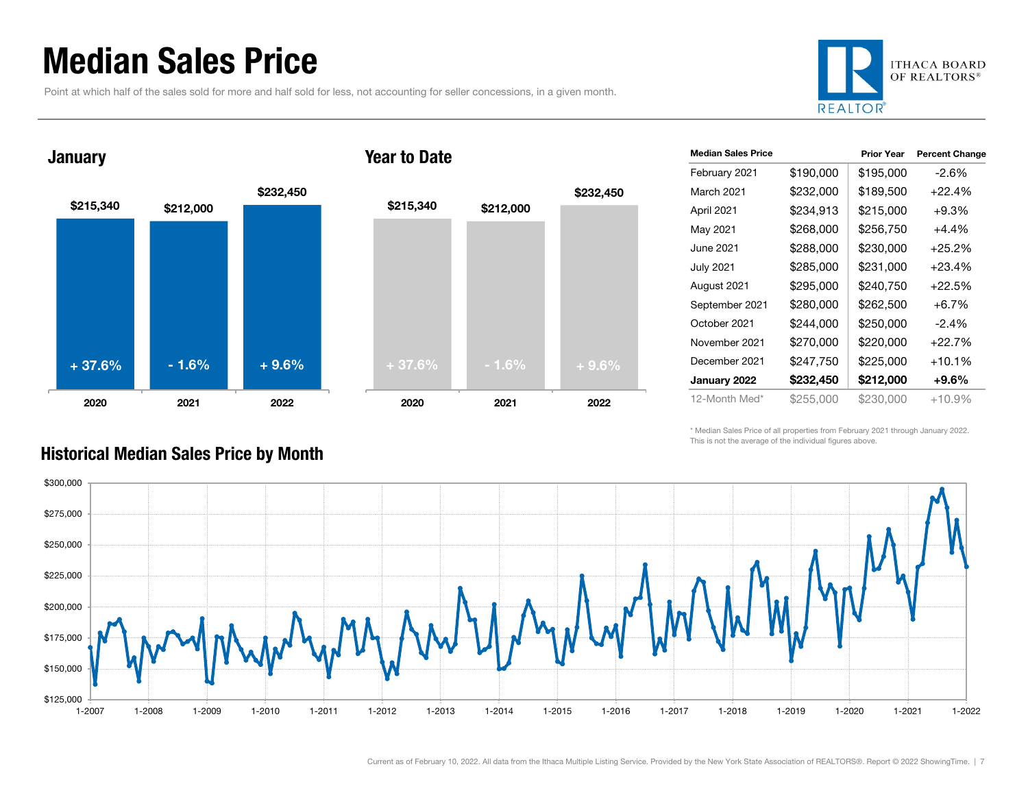# Median Sales Price

Point at which half of the sales sold for more and half sold for less, not accounting for seller concessions, in a given month.

ITHACA BOARD OF REALTORS®

## January

| | 2020 | 2021 | 2022 |
|---|---|---|---|
| Median Sales Price | $215,340 | $212,000 | $232,450 |
| Change | + 37.6% | - 1.6% | + 9.6% |

## Year to Date

| | 2020 | 2021 | 2022 |
|---|---|---|---|
| Median Sales Price | $215,340 | $212,000 | $232,450 |
| Change | + 37.6% | - 1.6% | + 9.6% |

| Median Sales Price | | Prior Year | Percent Change |
|---|---|---|---|
| February 2021 | $190,000 | $195,000 | -2.6% |
| March 2021 | $232,000 | $189,500 | +22.4% |
| April 2021 | $234,913 | $215,000 | +9.3% |
| May 2021 | $268,000 | $256,750 | +4.4% |
| June 2021 | $288,000 | $230,000 | +25.2% |
| July 2021 | $285,000 | $231,000 | +23.4% |
| August 2021 | $295,000 | $240,750 | +22.5% |
| September 2021 | $280,000 | $262,500 | +6.7% |
| October 2021 | $244,000 | $250,000 | -2.4% |
| November 2021 | $270,000 | $220,000 | +22.7% |
| December 2021 | $247,750 | $225,000 | +10.1% |
| **January 2022** | **$232,450** | **$212,000** | **+9.6%** |
| 12-Month Med* | $255,000 | $230,000 | +10.9% |

\* Median Sales Price of all properties from February 2021 through January 2022. This is not the average of the individual figures above.

## Historical Median Sales Price by Month

Current as of February 10, 2022. All data from the Ithaca Multiple Listing Service. Provided by the New York State Association of REALTORS®. Report © 2022 ShowingTime.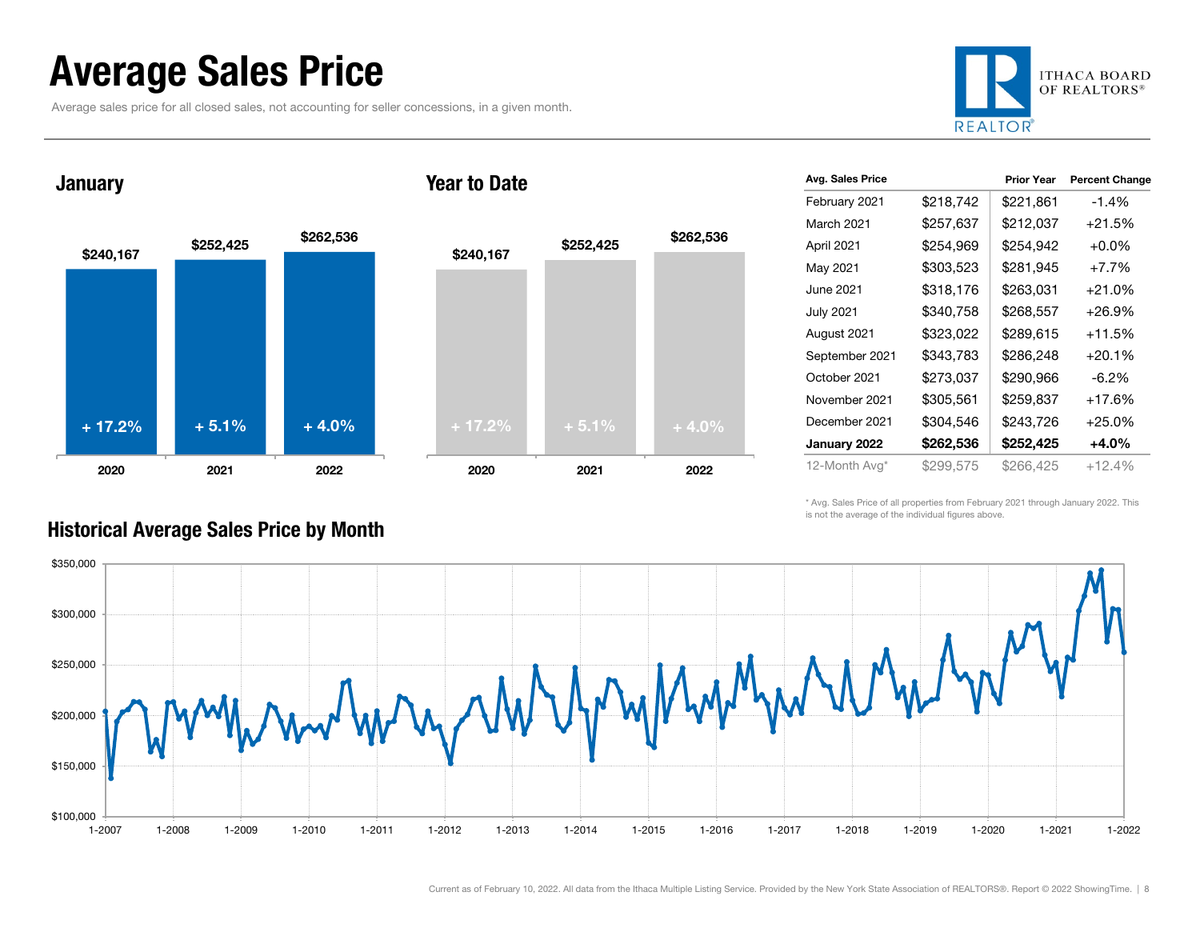# Average Sales Price

Average sales price for all closed sales, not accounting for seller concessions, in a given month.

## January

| Year | Avg. Sales Price | Change |
|---|---|---|
| 2020 | $240,167 | + 17.2% |
| 2021 | $252,425 | + 5.1% |
| 2022 | $262,536 | + 4.0% |

## Year to Date

| Year | Avg. Sales Price | Change |
|---|---|---|
| 2020 | $240,167 | + 17.2% |
| 2021 | $252,425 | + 5.1% |
| 2022 | $262,536 | + 4.0% |

| Avg. Sales Price | | Prior Year | Percent Change |
|---|---|---|---|
| February 2021 | $218,742 | $221,861 | -1.4% |
| March 2021 | $257,637 | $212,037 | +21.5% |
| April 2021 | $254,969 | $254,942 | +0.0% |
| May 2021 | $303,523 | $281,945 | +7.7% |
| June 2021 | $318,176 | $263,031 | +21.0% |
| July 2021 | $340,758 | $268,557 | +26.9% |
| August 2021 | $323,022 | $289,615 | +11.5% |
| September 2021 | $343,783 | $286,248 | +20.1% |
| October 2021 | $273,037 | $290,966 | -6.2% |
| November 2021 | $305,561 | $259,837 | +17.6% |
| December 2021 | $304,546 | $243,726 | +25.0% |
| **January 2022** | **$262,536** | **$252,425** | **+4.0%** |
| 12-Month Avg* | $299,575 | $266,425 | +12.4% |

\* Avg. Sales Price of all properties from February 2021 through January 2022. This is not the average of the individual figures above.

## Historical Average Sales Price by Month

Current as of February 10, 2022. All data from the Ithaca Multiple Listing Service. Provided by the New York State Association of REALTORS®. Report © 2022 ShowingTime.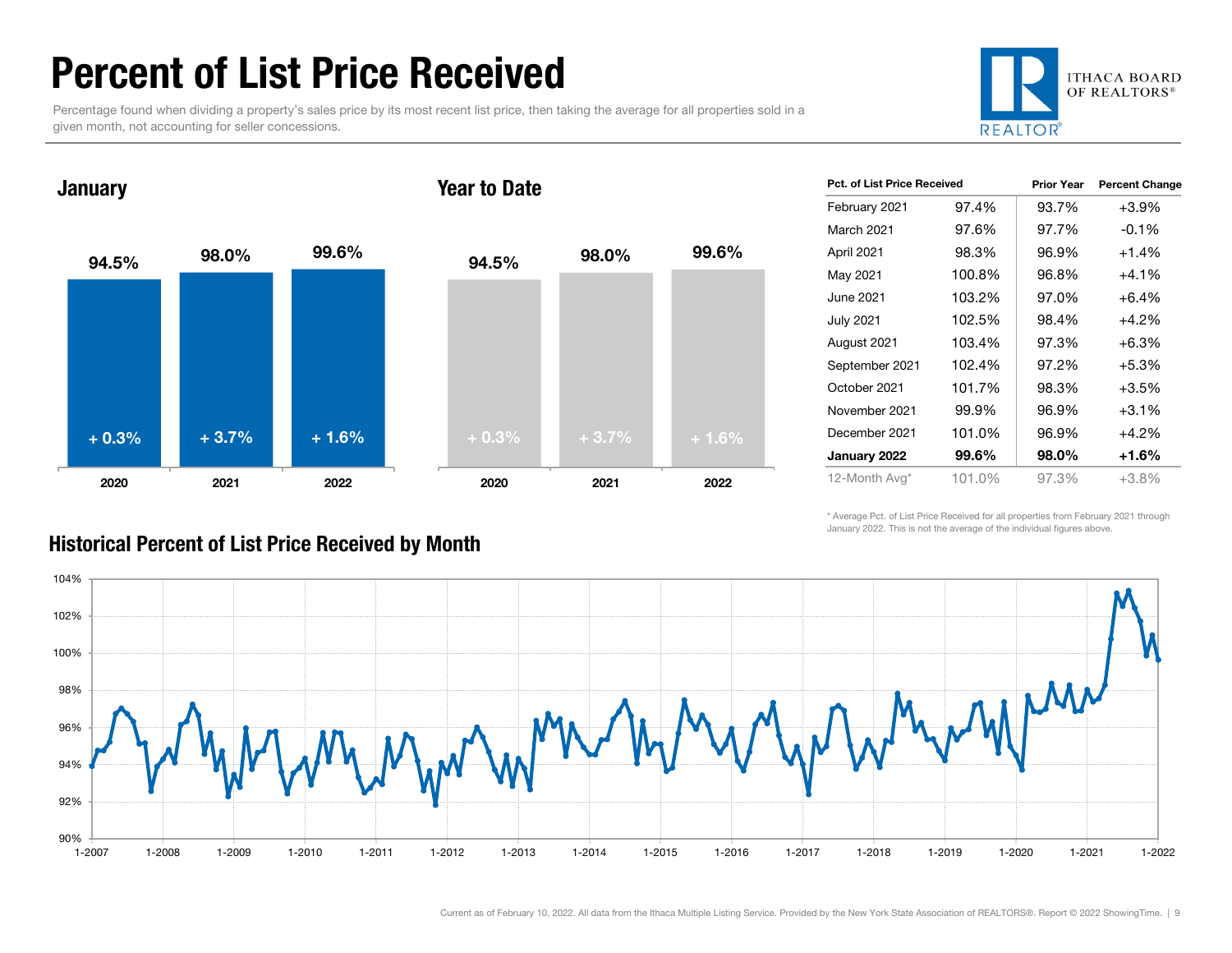# Percent of List Price Received

Percentage found when dividing a property's sales price by its most recent list price, then taking the average for all properties sold in a given month, not accounting for seller concessions.

ITHACA BOARD OF REALTORS®

## January

| | 2020 | 2021 | 2022 |
|---|---|---|---|
| Value | 94.5% | 98.0% | 99.6% |
| Change | + 0.3% | + 3.7% | + 1.6% |

## Year to Date

| | 2020 | 2021 | 2022 |
|---|---|---|---|
| Value | 94.5% | 98.0% | 99.6% |
| Change | + 0.3% | + 3.7% | + 1.6% |

| Pct. of List Price Received | | Prior Year | Percent Change |
|---|---|---|---|
| February 2021 | 97.4% | 93.7% | +3.9% |
| March 2021 | 97.6% | 97.7% | -0.1% |
| April 2021 | 98.3% | 96.9% | +1.4% |
| May 2021 | 100.8% | 96.8% | +4.1% |
| June 2021 | 103.2% | 97.0% | +6.4% |
| July 2021 | 102.5% | 98.4% | +4.2% |
| August 2021 | 103.4% | 97.3% | +6.3% |
| September 2021 | 102.4% | 97.2% | +5.3% |
| October 2021 | 101.7% | 98.3% | +3.5% |
| November 2021 | 99.9% | 96.9% | +3.1% |
| December 2021 | 101.0% | 96.9% | +4.2% |
| **January 2022** | **99.6%** | **98.0%** | **+1.6%** |
| 12-Month Avg* | 101.0% | 97.3% | +3.8% |

\* Average Pct. of List Price Received for all properties from February 2021 through January 2022. This is not the average of the individual figures above.

## Historical Percent of List Price Received by Month

Current as of February 10, 2022. All data from the Ithaca Multiple Listing Service. Provided by the New York State Association of REALTORS®. Report © 2022 ShowingTime.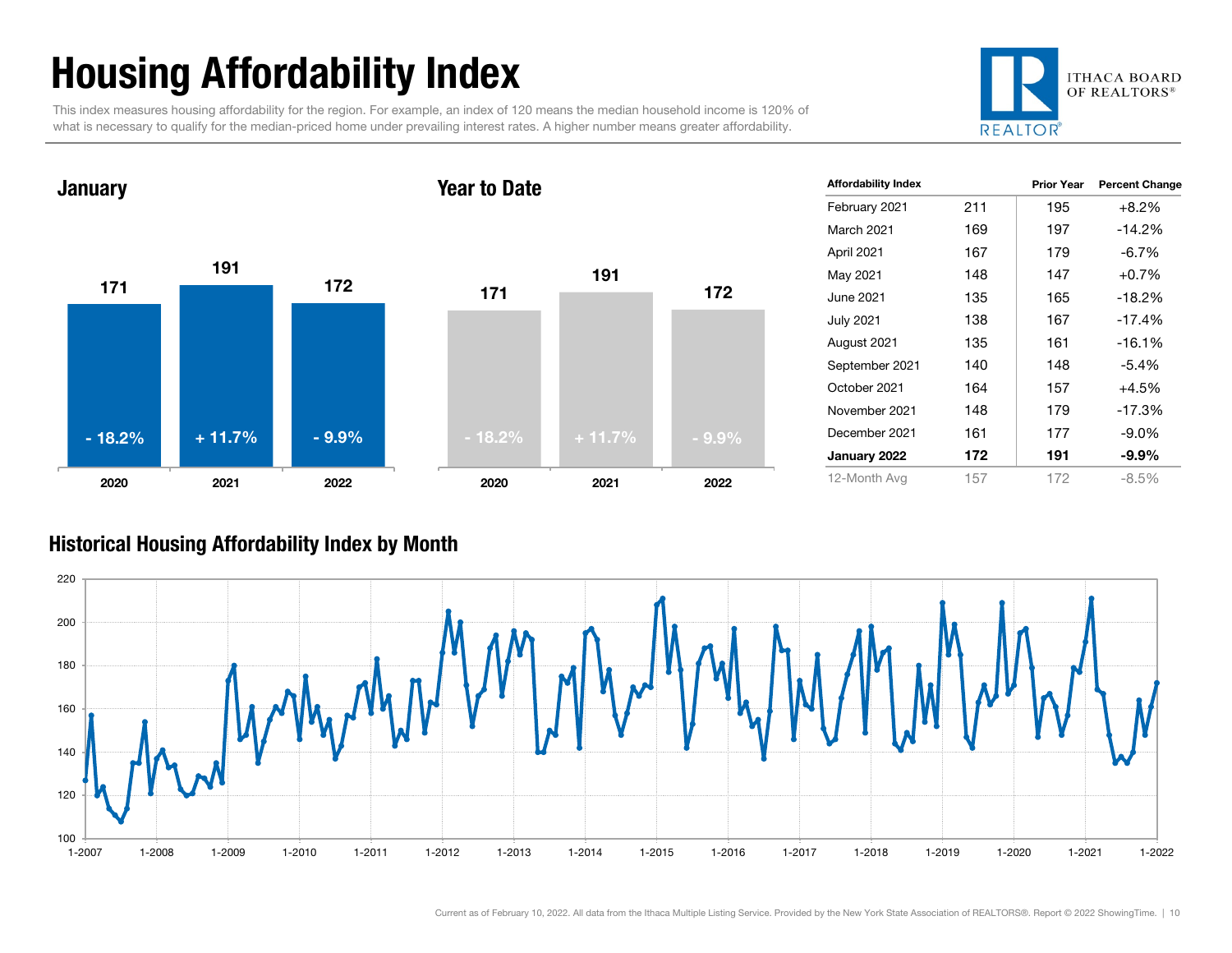# Housing Affordability Index

This index measures housing affordability for the region. For example, an index of 120 means the median household income is 120% of what is necessary to qualify for the median-priced home under prevailing interest rates. A higher number means greater affordability.

ITHACA BOARD OF REALTORS®

## January

| | 2020 | 2021 | 2022 |
|---|---|---|---|
| Index | 171 | 191 | 172 |
| Change | - 18.2% | + 11.7% | - 9.9% |

## Year to Date

| | 2020 | 2021 | 2022 |
|---|---|---|---|
| Index | 171 | 191 | 172 |
| Change | - 18.2% | + 11.7% | - 9.9% |

| Affordability Index | | Prior Year | Percent Change |
|---|---|---|---|
| February 2021 | 211 | 195 | +8.2% |
| March 2021 | 169 | 197 | -14.2% |
| April 2021 | 167 | 179 | -6.7% |
| May 2021 | 148 | 147 | +0.7% |
| June 2021 | 135 | 165 | -18.2% |
| July 2021 | 138 | 167 | -17.4% |
| August 2021 | 135 | 161 | -16.1% |
| September 2021 | 140 | 148 | -5.4% |
| October 2021 | 164 | 157 | +4.5% |
| November 2021 | 148 | 179 | -17.3% |
| December 2021 | 161 | 177 | -9.0% |
| **January 2022** | **172** | **191** | **-9.9%** |
| 12-Month Avg | 157 | 172 | -8.5% |

## Historical Housing Affordability Index by Month

Current as of February 10, 2022. All data from the Ithaca Multiple Listing Service. Provided by the New York State Association of REALTORS®. Report © 2022 ShowingTime.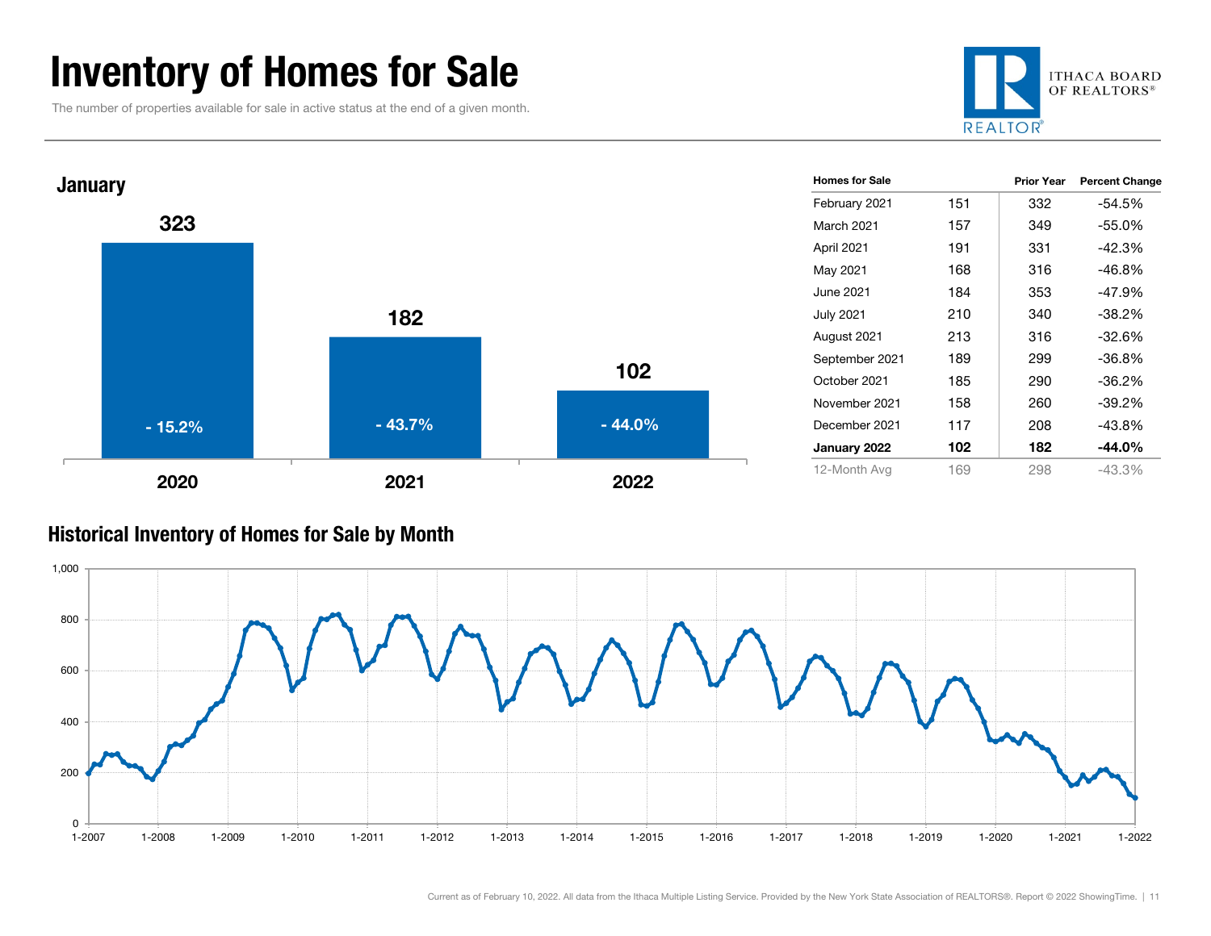# Inventory of Homes for Sale

The number of properties available for sale in active status at the end of a given month.

ITHACA BOARD OF REALTORS®

## January

| Year | Homes for Sale | Percent Change |
|---|---|---|
| 2020 | 323 | - 15.2% |
| 2021 | 182 | - 43.7% |
| 2022 | 102 | - 44.0% |

| Homes for Sale | | Prior Year | Percent Change |
|---|---|---|---|
| February 2021 | 151 | 332 | -54.5% |
| March 2021 | 157 | 349 | -55.0% |
| April 2021 | 191 | 331 | -42.3% |
| May 2021 | 168 | 316 | -46.8% |
| June 2021 | 184 | 353 | -47.9% |
| July 2021 | 210 | 340 | -38.2% |
| August 2021 | 213 | 316 | -32.6% |
| September 2021 | 189 | 299 | -36.8% |
| October 2021 | 185 | 290 | -36.2% |
| November 2021 | 158 | 260 | -39.2% |
| December 2021 | 117 | 208 | -43.8% |
| **January 2022** | **102** | **182** | **-44.0%** |
| 12-Month Avg | 169 | 298 | -43.3% |

## Historical Inventory of Homes for Sale by Month

Current as of February 10, 2022. All data from the Ithaca Multiple Listing Service. Provided by the New York State Association of REALTORS®. Report © 2022 ShowingTime.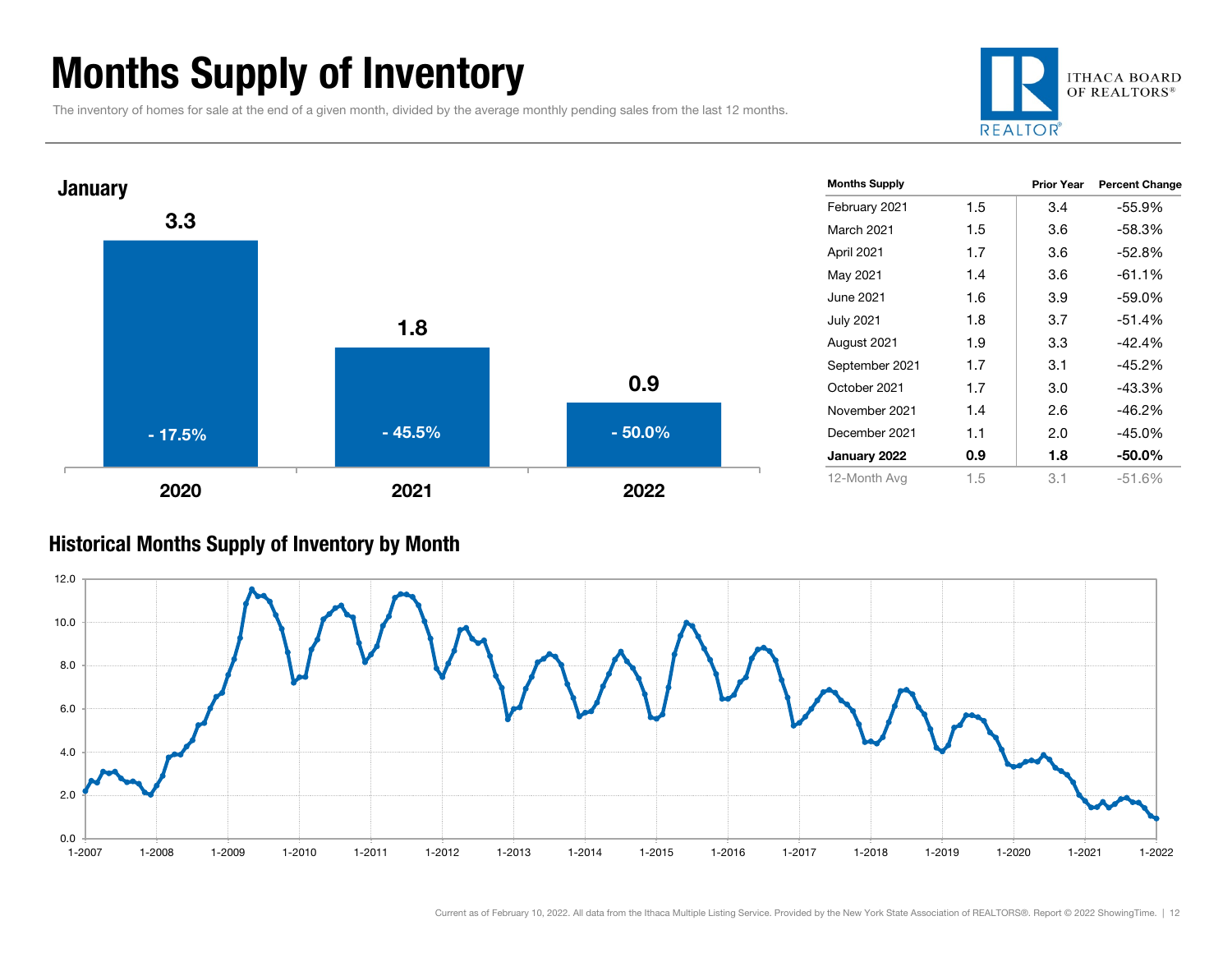# Months Supply of Inventory

The inventory of homes for sale at the end of a given month, divided by the average monthly pending sales from the last 12 months.

ITHACA BOARD OF REALTORS®

## January

| Year | Months Supply | Change |
|---|---|---|
| 2020 | 3.3 | - 17.5% |
| 2021 | 1.8 | - 45.5% |
| 2022 | 0.9 | - 50.0% |

| Months Supply | | Prior Year | Percent Change |
|---|---|---|---|
| February 2021 | 1.5 | 3.4 | -55.9% |
| March 2021 | 1.5 | 3.6 | -58.3% |
| April 2021 | 1.7 | 3.6 | -52.8% |
| May 2021 | 1.4 | 3.6 | -61.1% |
| June 2021 | 1.6 | 3.9 | -59.0% |
| July 2021 | 1.8 | 3.7 | -51.4% |
| August 2021 | 1.9 | 3.3 | -42.4% |
| September 2021 | 1.7 | 3.1 | -45.2% |
| October 2021 | 1.7 | 3.0 | -43.3% |
| November 2021 | 1.4 | 2.6 | -46.2% |
| December 2021 | 1.1 | 2.0 | -45.0% |
| **January 2022** | **0.9** | **1.8** | **-50.0%** |
| 12-Month Avg | 1.5 | 3.1 | -51.6% |

## Historical Months Supply of Inventory by Month

Current as of February 10, 2022. All data from the Ithaca Multiple Listing Service. Provided by the New York State Association of REALTORS®. Report © 2022 ShowingTime.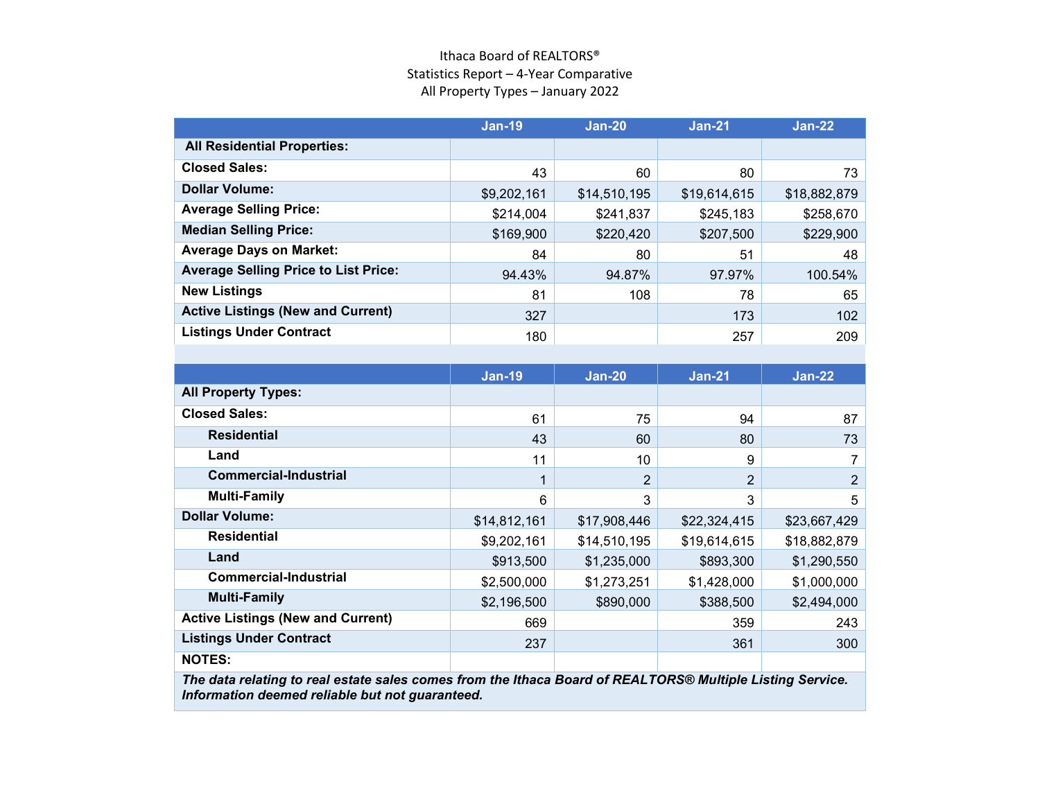Ithaca Board of REALTORS®
Statistics Report – 4-Year Comparative
All Property Types – January 2022

| | Jan-19 | Jan-20 | Jan-21 | Jan-22 |
|---|---|---|---|---|
| **All Residential Properties:** | | | | |
| **Closed Sales:** | 43 | 60 | 80 | 73 |
| **Dollar Volume:** | $9,202,161 | $14,510,195 | $19,614,615 | $18,882,879 |
| **Average Selling Price:** | $214,004 | $241,837 | $245,183 | $258,670 |
| **Median Selling Price:** | $169,900 | $220,420 | $207,500 | $229,900 |
| **Average Days on Market:** | 84 | 80 | 51 | 48 |
| **Average Selling Price to List Price:** | 94.43% | 94.87% | 97.97% | 100.54% |
| **New Listings** | 81 | 108 | 78 | 65 |
| **Active Listings (New and Current)** | 327 | | 173 | 102 |
| **Listings Under Contract** | 180 | | 257 | 209 |

| | Jan-19 | Jan-20 | Jan-21 | Jan-22 |
|---|---|---|---|---|
| **All Property Types:** | | | | |
| **Closed Sales:** | 61 | 75 | 94 | 87 |
| **Residential** | 43 | 60 | 80 | 73 |
| **Land** | 11 | 10 | 9 | 7 |
| **Commercial-Industrial** | 1 | 2 | 2 | 2 |
| **Multi-Family** | 6 | 3 | 3 | 5 |
| **Dollar Volume:** | $14,812,161 | $17,908,446 | $22,324,415 | $23,667,429 |
| **Residential** | $9,202,161 | $14,510,195 | $19,614,615 | $18,882,879 |
| **Land** | $913,500 | $1,235,000 | $893,300 | $1,290,550 |
| **Commercial-Industrial** | $2,500,000 | $1,273,251 | $1,428,000 | $1,000,000 |
| **Multi-Family** | $2,196,500 | $890,000 | $388,500 | $2,494,000 |
| **Active Listings (New and Current)** | 669 | | 359 | 243 |
| **Listings Under Contract** | 237 | | 361 | 300 |
| **NOTES:** | | | | |

***The data relating to real estate sales comes from the Ithaca Board of REALTORS® Multiple Listing Service. Information deemed reliable but not guaranteed.***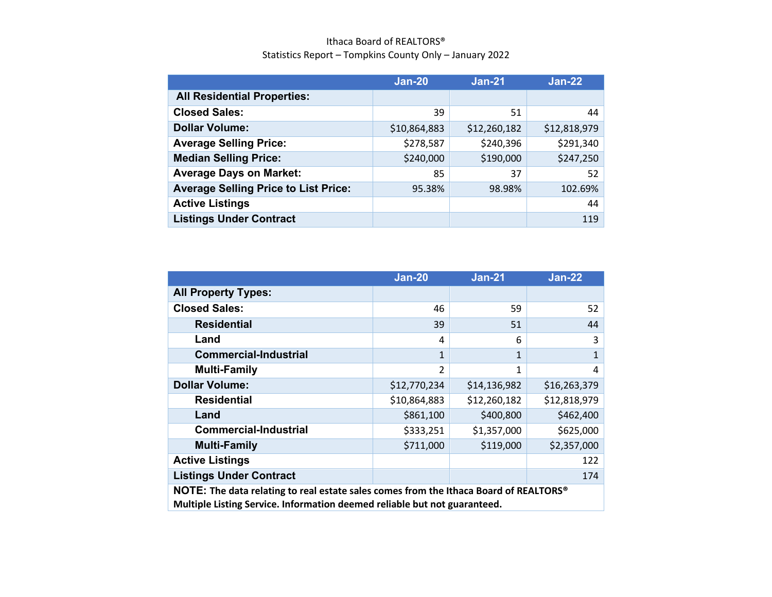Ithaca Board of REALTORS®
Statistics Report – Tompkins County Only – January 2022

| | Jan-20 | Jan-21 | Jan-22 |
|---|---|---|---|
| **All Residential Properties:** | | | |
| **Closed Sales:** | 39 | 51 | 44 |
| **Dollar Volume:** | $10,864,883 | $12,260,182 | $12,818,979 |
| **Average Selling Price:** | $278,587 | $240,396 | $291,340 |
| **Median Selling Price:** | $240,000 | $190,000 | $247,250 |
| **Average Days on Market:** | 85 | 37 | 52 |
| **Average Selling Price to List Price:** | 95.38% | 98.98% | 102.69% |
| **Active Listings** | | | 44 |
| **Listings Under Contract** | | | 119 |

| | Jan-20 | Jan-21 | Jan-22 |
|---|---|---|---|
| **All Property Types:** | | | |
| **Closed Sales:** | 46 | 59 | 52 |
| **Residential** | 39 | 51 | 44 |
| **Land** | 4 | 6 | 3 |
| **Commercial-Industrial** | 1 | 1 | 1 |
| **Multi-Family** | 2 | 1 | 4 |
| **Dollar Volume:** | $12,770,234 | $14,136,982 | $16,263,379 |
| **Residential** | $10,864,883 | $12,260,182 | $12,818,979 |
| **Land** | $861,100 | $400,800 | $462,400 |
| **Commercial-Industrial** | $333,251 | $1,357,000 | $625,000 |
| **Multi-Family** | $711,000 | $119,000 | $2,357,000 |
| **Active Listings** | | | 122 |
| **Listings Under Contract** | | | 174 |

**NOTE: The data relating to real estate sales comes from the Ithaca Board of REALTORS® Multiple Listing Service. Information deemed reliable but not guaranteed.**